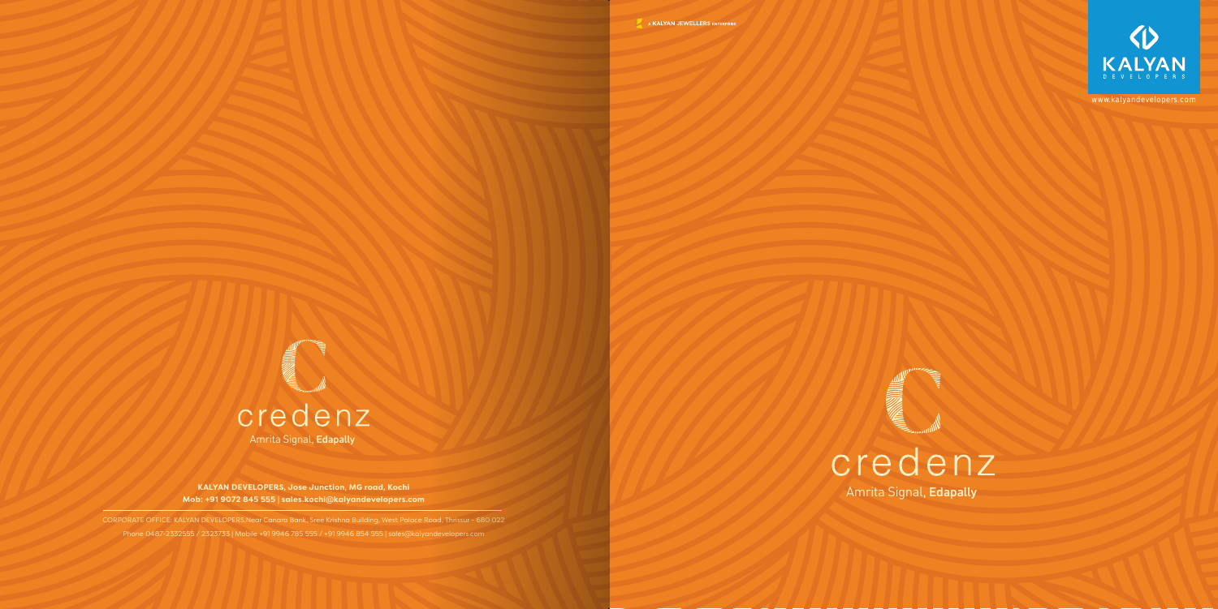credenz

Amrita Signal, **Edapally**

**KALYAN DEVELOPERS, Jose Junction, MG road, Kochi**
**Mob: +91 9072 845 555 | sales.kochi@kalyandevelopers.com**

CORPORATE OFFICE: KALYAN DEVELOPERS,Near Canara Bank, Sree Krishna Building, West Palace Road, Thrissur - 680 022
Phone 0487-2332555 / 2323733 | Mobile +91 9946 785 555 / +91 9946 854 555 | sales@kalyandevelopers.com

A KALYAN JEWELLERS ENTERPRISE

KALYAN DEVELOPERS

www.kalyandevelopers.com

credenz

Amrita Signal, **Edapally**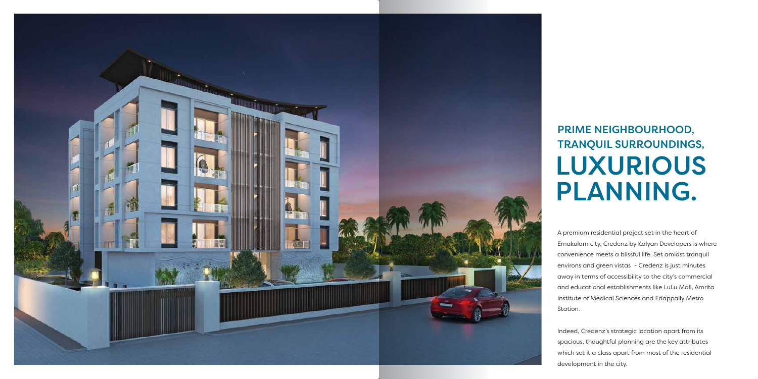## PRIME NEIGHBOURHOOD, TRANQUIL SURROUNDINGS,

# LUXURIOUS PLANNING.

A premium residential project set in the heart of Ernakulam city, Credenz by Kalyan Developers is where convenience meets a blissful life. Set amidst tranquil environs and green vistas - Credenz is just minutes away in terms of accessibility to the city's commercial and educational establishments like LuLu Mall, Amrita Institute of Medical Sciences and Edappally Metro Station.

Indeed, Credenz's strategic location apart from its spacious, thoughtful planning are the key attributes which set it a class apart from most of the residential development in the city.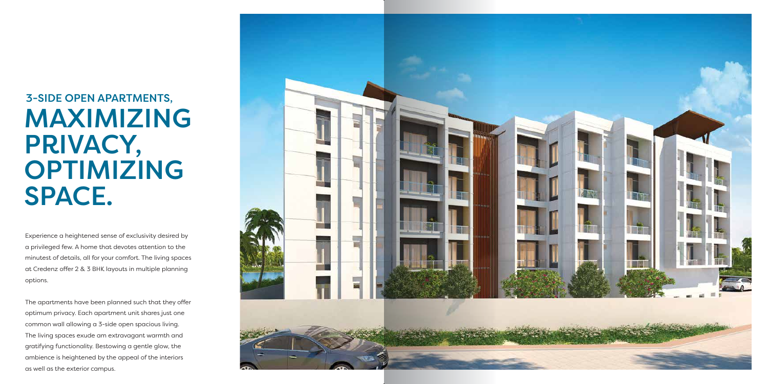## 3-SIDE OPEN APARTMENTS,

# MAXIMIZING PRIVACY, OPTIMIZING SPACE.

Experience a heightened sense of exclusivity desired by a privileged few. A home that devotes attention to the minutest of details, all for your comfort. The living spaces at Credenz offer 2 & 3 BHK layouts in multiple planning options.

The apartments have been planned such that they offer optimum privacy. Each apartment unit shares just one common wall allowing a 3-side open spacious living. The living spaces exude am extravagant warmth and gratifying functionality. Bestowing a gentle glow, the ambience is heightened by the appeal of the interiors as well as the exterior campus.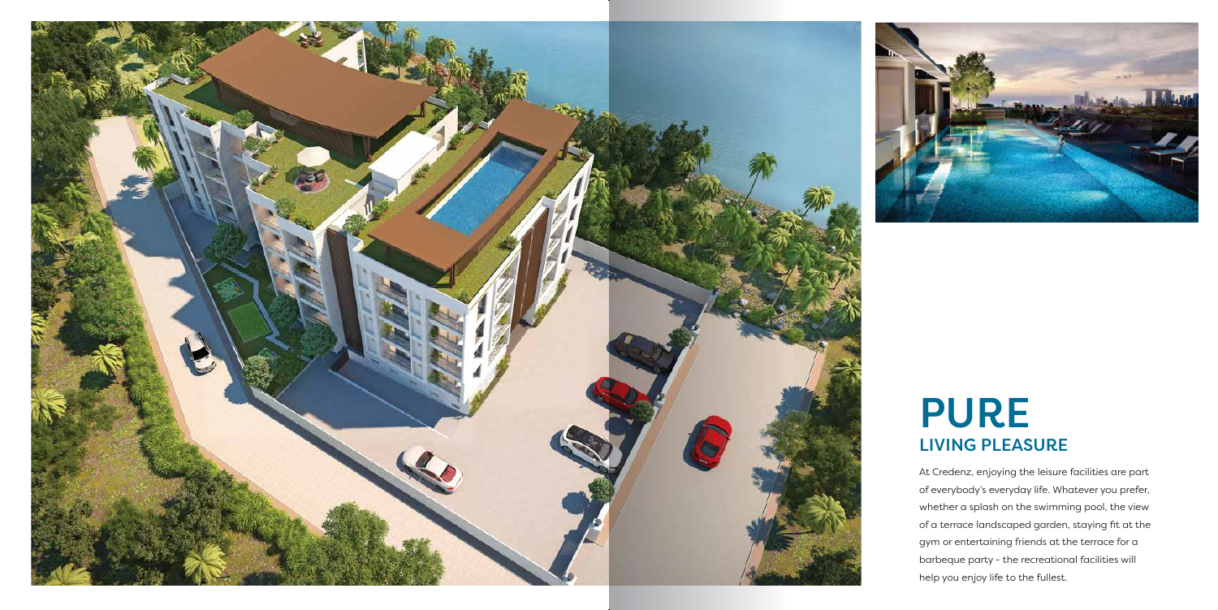# PURE

## LIVING PLEASURE

At Credenz, enjoying the leisure facilities are part of everybody's everyday life. Whatever you prefer, whether a splash on the swimming pool, the view of a terrace landscaped garden, staying fit at the gym or entertaining friends at the terrace for a barbeque party - the recreational facilities will help you enjoy life to the fullest.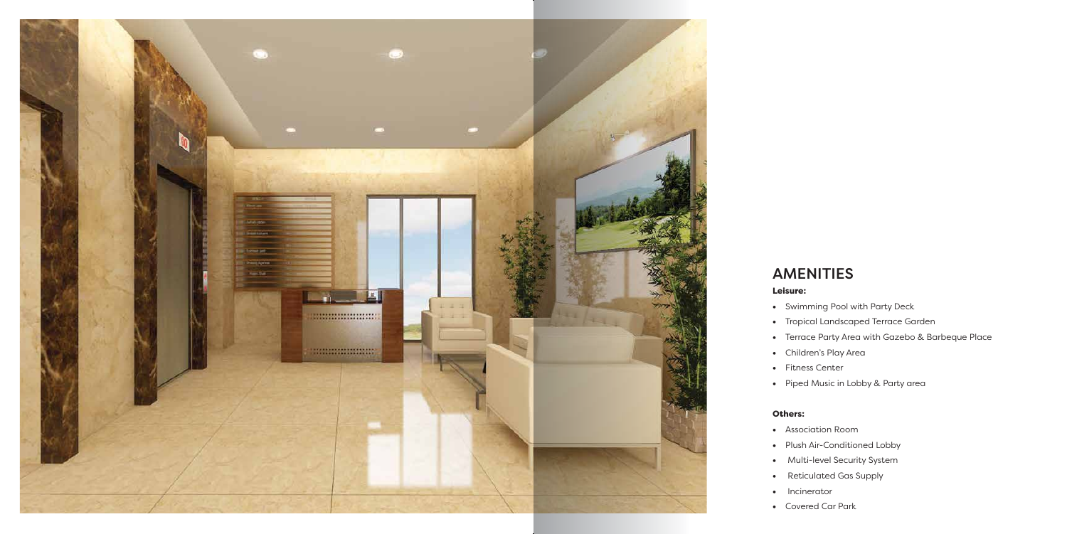## AMENITIES

**Leisure:**

- Swimming Pool with Party Deck
- Tropical Landscaped Terrace Garden
- Terrace Party Area with Gazebo & Barbeque Place
- Children's Play Area
- Fitness Center
- Piped Music in Lobby & Party area

**Others:**

- Association Room
- Plush Air-Conditioned Lobby
- Multi-level Security System
- Reticulated Gas Supply
- Incinerator
- Covered Car Park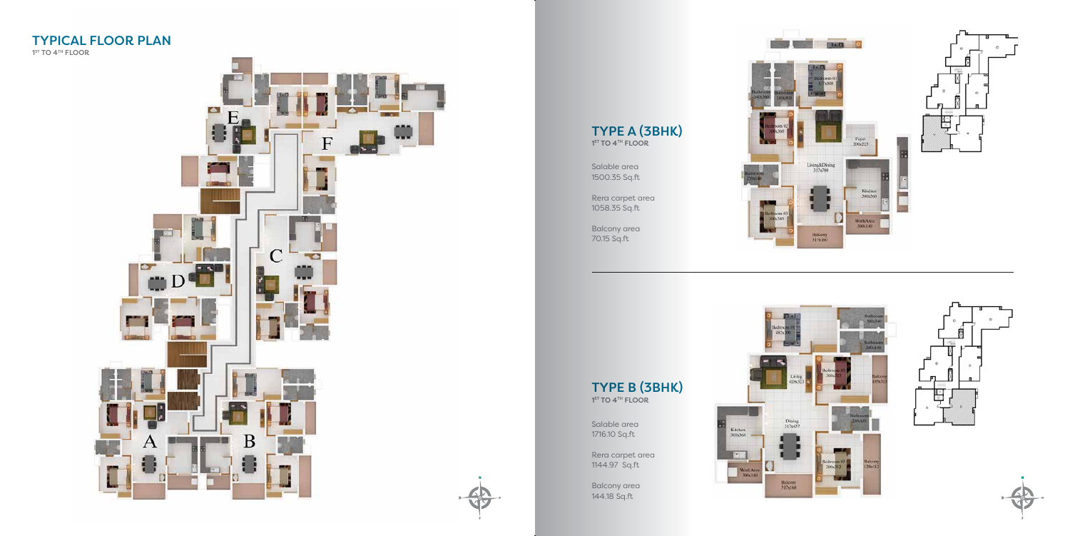## TYPICAL FLOOR PLAN

1ST TO 4TH FLOOR

## TYPE A (3BHK)

1ST TO 4TH FLOOR

Salable area
1500.35 Sq.ft

Rera carpet area
1058.35 Sq.ft

Balcony area
70.15 Sq.ft

## TYPE B (3BHK)

1ST TO 4TH FLOOR

Salable area
1716.10 Sq.ft

Rera carpet area
1144.97 Sq.ft

Balcony area
144.18 Sq.ft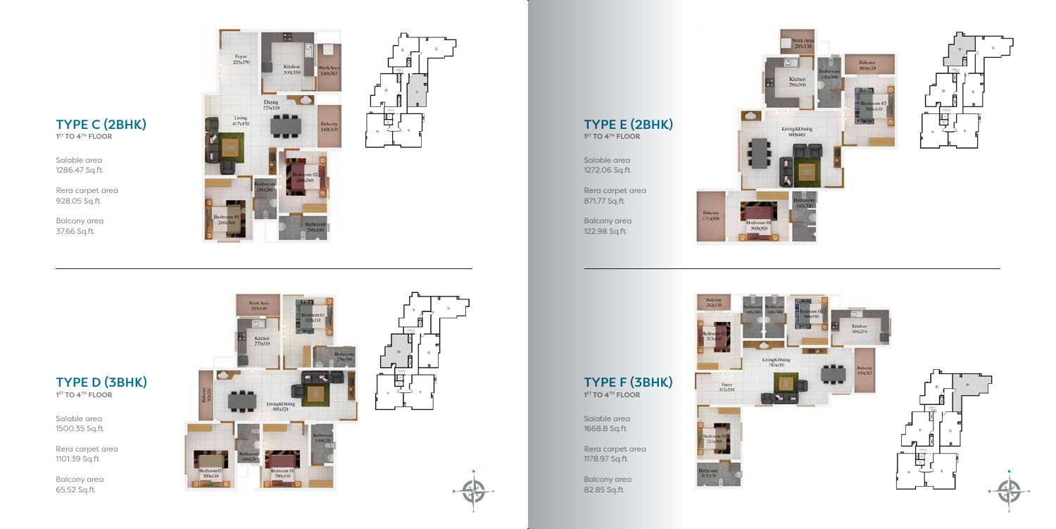## TYPE C (2BHK)
**1ST TO 4TH FLOOR**

Salable area
1286.47 Sq.ft

Rera carpet area
928.05 Sq.ft

Balcony area
37.66 Sq.ft

Foyer 225x370
Kitchen 310x350
Work Area 140x303
Dining 223x318
Living 417x470
Balcony 140x310
Bedroom 02 280x360
Bathroom 120x240
Bedroom 01 280x360
Bathroom 280x140

## TYPE E (2BHK)
**1ST TO 4TH FLOOR**

Salable area
1272.06 Sq.ft

Rera carpet area
871.77 Sq.ft

Balcony area
122.98 Sq.ft

Work Area 283x130
Kitchen 296x300
Bathroom 140x300
Balcony 303x120
Bedroom 02 300x410
Living&Dining 600x460
Bathroom 140x330
Balcony 171x800
Bedroom 01 300x360

## TYPE D (3BHK)
**1ST TO 4TH FLOOR**

Salable area
1500.35 Sq.ft

Rera carpet area
1101.39 Sq.ft

Balcony area
65.52 Sq.ft

Work Area 283x140
Bedroom 03 320x310
Kitchen 278x310
Bathroom 270x130
Balcony 95x320
Living&Dining 885x320
Bathroom 140x250
Bathroom 140x250
Bedroom 02 300x310
Bedroom 01 290x410

## TYPE F (3BHK)
**1ST TO 4TH FLOOR**

Salable area
1668.8 Sq.ft

Rera carpet area
1178.97 Sq.ft

Balcony area
82.85 Sq.ft

Balcony 242x120
Bathroom 140x300
Bathroom 140x300
Bedroom 03 300x350
Bedroom 02 312x450
Kitchen 420x254
Living&Dining 783x410
Balcony 150x325
Foyer 332x330
Bedroom 01 321x380
Bathroom 312x150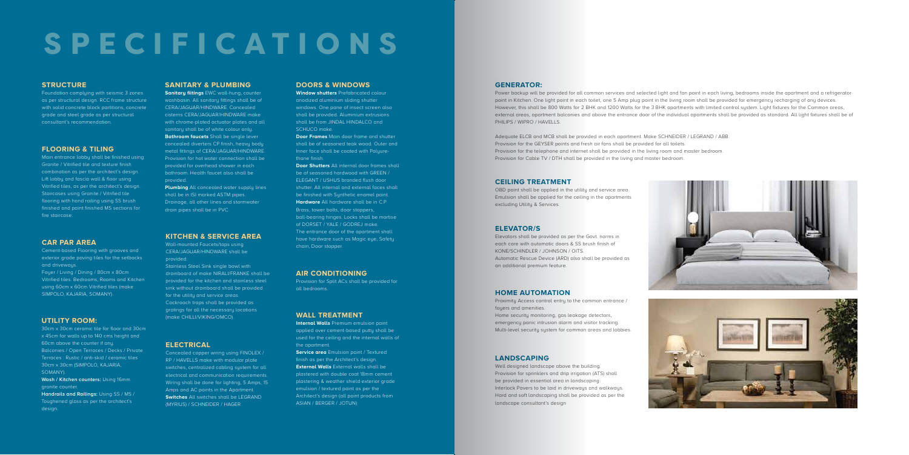# SPECIFICATIONS

## STRUCTURE

Foundation complying with seismic 3 zones as per structural design. RCC frame structure with solid concrete block partitions, concrete grade and steel grade as per structural consultant's recommendation.

## FLOORING & TILING

Main entrance lobby shall be finished using Granite / Vitrified tile and texture finish combination as per the architect's design. Lift lobby and fascia wall & floor using Vitrified tiles, as per the architect's design. Staircases using Granite / Vitrified tile flooring with hand railing using SS brush finished and paint finished MS sections for fire staircase.

## CAR PAR AREA

Cement-based Flooring with grooves and exterior grade paving tiles for the setbacks and driveways.

Foyer / Living / Dining / 80cm x 80cm Vitrified tiles. Bedrooms, Rooms and Kitchen using 60cm x 60cm Vitrified tiles (make SIMPOLO, KAJARIA, SOMANY).

## UTILITY ROOM:

30cm x 30cm ceramic tile for floor and 30cm x 45cm for walls up to 140 cms height and 60cm above the counter if any.

Balconies / Open Terraces / Decks / Private Terraces : Rustic / anti-skid / ceramic tiles 30cm x 30cm (SIMPOLO, KAJARIA, SOMANY).

**Wash / Kitchen counters:** Using 16mm granite counter.

**Handrails and Railings:** Using SS / MS / Toughened glass as per the architect's design.

## SANITARY & PLUMBING

**Sanitary fittings** EWC wall-hung, counter washbasin. All sanitary fittings shall be of CERA/JAGUAR/HINDWARE. Concealed cisterns CERA/JAGUAR/HINDWARE make with chrome-plated actuator plates and all sanitary shall be of white colour only.

**Bathroom faucets** Shall be single lever concealed diverters CP finish, heavy body metal fittings of CERA/JAGUAR/HINDWARE. Provision for hot water connection shall be provided for overhead shower in each bathroom. Health faucet also shall be provided.

**Plumbing** All concealed water supply lines shall be in ISI marked ASTM pipes. Drainage, all other lines and stormwater drain pipes shall be in PVC.

## KITCHEN & SERVICE AREA

Wall-mounted Faucets/taps using CERA/JAGUAR/HINDWARE shall be provided.

Stainless Steel Sink single bowl with drainboard of make NIRALI/FRANKE shall be provided for the kitchen and stainless steel sink without drainboard shall be provided for the utility and service areas.

Cockroach traps shall be provided as gratings for all the necessary locations (make CHILLI/VIKING/OMCO).

## ELECTRICAL

Concealed copper wiring using FINOLEX / RP / HAVELLS make with modular plate switches, centralized cabling system for all electrical and communication requirements. Wiring shall be done for lighting, 5 Amps, 15 Amps and AC points in the Apartment.

**Switches** All switches shall be LEGRAND (MYRIUS) / SCHNEIDER / HAGER

## DOORS & WINDOWS

**Window shutters** Prefabricated colour anodized aluminium sliding shutter windows. One pane of insect screen also shall be provided. Aluminium extrusions shall be from JINDAL HINDALCO and SCHUCO make.

**Door Frames** Main door frame and shutter shall be of seasoned teak wood. Outer and Inner face shall be coated with Polyurethane finish.

**Door Shutters** All internal door frames shall be of seasoned hardwood with GREEN / ELEGANT / USHUS branded flush door shutter. All internal and external faces shall be finished with Synthetic enamel paint.

**Hardware** All hardware shall be in C.P Brass, tower bolts, door stoppers, ball-bearing hinges. Locks shall be mortise of DORSET / YALE / GODREJ make. The entrance door of the apartment shall have hardware such as Magic eye, Safety chain, Door stopper.

## AIR CONDITIONING

Provision for Split ACs shall be provided for all bedrooms.

## WALL TREATMENT

**Internal Walls** Premium emulsion paint applied over cement-based putty shall be used for the ceiling and the internal walls of the apartment.

**Service area** Emulsion paint / Textured finish as per the Architect's design.

**External Walls** External walls shall be plastered with double coat 18mm cement plastering & weather shield exterior grade emulsion / textured paint as per the Architect's design (all paint products from ASIAN / BERGER / JOTUN)

## GENERATOR:

Power backup will be provided for all common services and selected light and fan point in each living, bedrooms inside the apartment and a refrigerator point in Kitchen. One light point in each toilet, one 5 Amp plug point in the living room shall be provided for emergency recharging of any devices. However, this shall be 800 Watts for 2 BHK and 1200 Watts for the 3 BHK apartments with limited control system. Light fixtures for the Common areas, external areas, apartment balconies and above the entrance door of the individual apartments shall be provided as standard. All light fixtures shall be of PHILIPS / WIPRO / HAVELLS.

Adequate ELCB and MCB shall be provided in each apartment. Make SCHNEIDER / LEGRAND / ABB.
Provision for the GEYSER points and fresh air fans shall be provided for all toilets.
Provision for the telephone and internet shall be provided in the living room and master bedroom.
Provision for Cable TV / DTH shall be provided in the living and master bedroom.

## CEILING TREATMENT

OBD paint shall be applied in the utility and service area. Emulsion shall be applied for the ceiling in the apartments excluding Utility & Services.

## ELEVATOR/S

Elevators shall be provided as per the Govt. norms in each core with automatic doors & SS brush finish of KONE/SCHINDLER / JOHNSON / OITS.
Automatic Rescue Device (ARD) also shall be provided as an additional premium feature.

## HOME AUTOMATION

Proximity Access control entry to the common entrance / foyers and amenities.
Home security monitoring, gas leakage detectors, emergency panic intrusion alarm and visitor tracking. Multi-level security system for common areas and lobbies.

## LANDSCAPING

Well designed landscape above the building.
Provision for sprinklers and drip irrigation (ATS) shall be provided in essential area in landscaping.
Interlock Pavers to be laid in driveways and walkways.
Hard and soft landscaping shall be provided as per the landscape consultant's design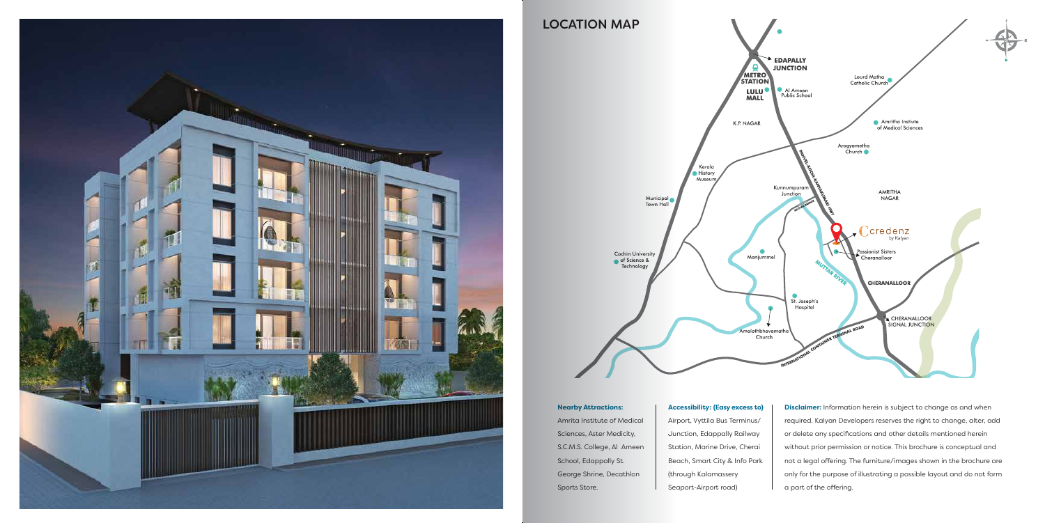## LOCATION MAP

EDAPALLY JUNCTION
METRO STATION
LULU MALL
Al Ameen Public School
Lourd Matha Catholic Church
Amritha Institute of Medical Sciences
K.P. NAGAR
Arogyamatha Church
Kerala History Museum
Municipal Town Hall
Kunnumpuram Junction
AMRITHA NAGAR
credenz by Kalyan
Passionist Sisters Cheranalloor
Cochin University of Science & Technology
Manjummel
MUTTAR RIVER
CHERANALLOOR
St. Joseph's Hospital
Amalothbhavamatha Church
CHERANALLOOR SIGNAL JUNCTION
INTERNATIONAL CONTAINER TERMINAL ROAD

**Nearby Attractions:**

Amrita Institute of Medical Sciences, Aster Medicity, S.C.M.S. College, Al Ameen School, Edappally St. George Shrine, Decathlon Sports Store.

**Accessibility: (Easy excess to)**

Airport, Vyttila Bus Terminus/ Junction, Edappally Railway Station, Marine Drive, Cherai Beach, Smart City & Info Park (through Kalamassery Seaport-Airport road)

**Disclaimer:** Information herein is subject to change as and when required. Kalyan Developers reserves the right to change, alter, add or delete any specifications and other details mentioned herein without prior permission or notice. This brochure is conceptual and not a legal offering. The furniture/images shown in the brochure are only for the purpose of illustrating a possible layout and do not form a part of the offering.